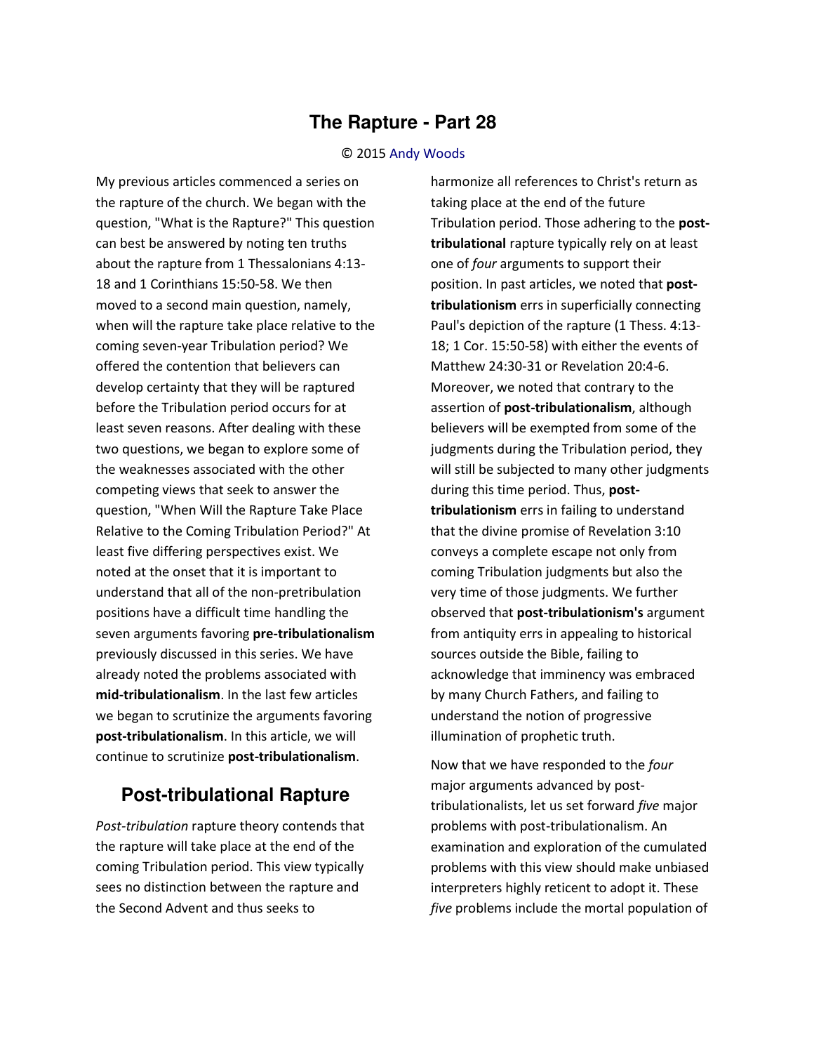# The Rapture - Part 28

© 2015 Andy Woods

My previous articles commenced a series on the rapture of the church. We began with the question, "What is the Rapture?" This question can best be answered by noting ten truths about the rapture from 1 Thessalonians 4:13-18 and 1 Corinthians 15:50-58. We then moved to a second main question, namely, when will the rapture take place relative to the coming seven-year Tribulation period? We offered the contention that believers can develop certainty that they will be raptured before the Tribulation period occurs for at least seven reasons. After dealing with these two questions, we began to explore some of the weaknesses associated with the other competing views that seek to answer the question, "When Will the Rapture Take Place Relative to the Coming Tribulation Period?" At least five differing perspectives exist. We noted at the onset that it is important to understand that all of the non-pretribulation positions have a difficult time handling the seven arguments favoring **pre-tribulationalism** previously discussed in this series. We have already noted the problems associated with **mid-tribulationalism**. In the last few articles we began to scrutinize the arguments favoring **post-tribulationalism**. In this article, we will continue to scrutinize **post-tribulationalism**.

## Post-tribulational Rapture

*Post-tribulation* rapture theory contends that the rapture will take place at the end of the coming Tribulation period. This view typically sees no distinction between the rapture and the Second Advent and thus seeks to harmonize all references to Christ's return as taking place at the end of the future Tribulation period. Those adhering to the **post-tribulational** rapture typically rely on at least one of *four* arguments to support their position. In past articles, we noted that **post-tribulationism** errs in superficially connecting Paul's depiction of the rapture (1 Thess. 4:13-18; 1 Cor. 15:50-58) with either the events of Matthew 24:30-31 or Revelation 20:4-6. Moreover, we noted that contrary to the assertion of **post-tribulationalism**, although believers will be exempted from some of the judgments during the Tribulation period, they will still be subjected to many other judgments during this time period. Thus, **post-tribulationism** errs in failing to understand that the divine promise of Revelation 3:10 conveys a complete escape not only from coming Tribulation judgments but also the very time of those judgments. We further observed that **post-tribulationism's** argument from antiquity errs in appealing to historical sources outside the Bible, failing to acknowledge that imminency was embraced by many Church Fathers, and failing to understand the notion of progressive illumination of prophetic truth.

Now that we have responded to the *four* major arguments advanced by post-tribulationalists, let us set forward *five* major problems with post-tribulationalism. An examination and exploration of the cumulated problems with this view should make unbiased interpreters highly reticent to adopt it. These *five* problems include the mortal population of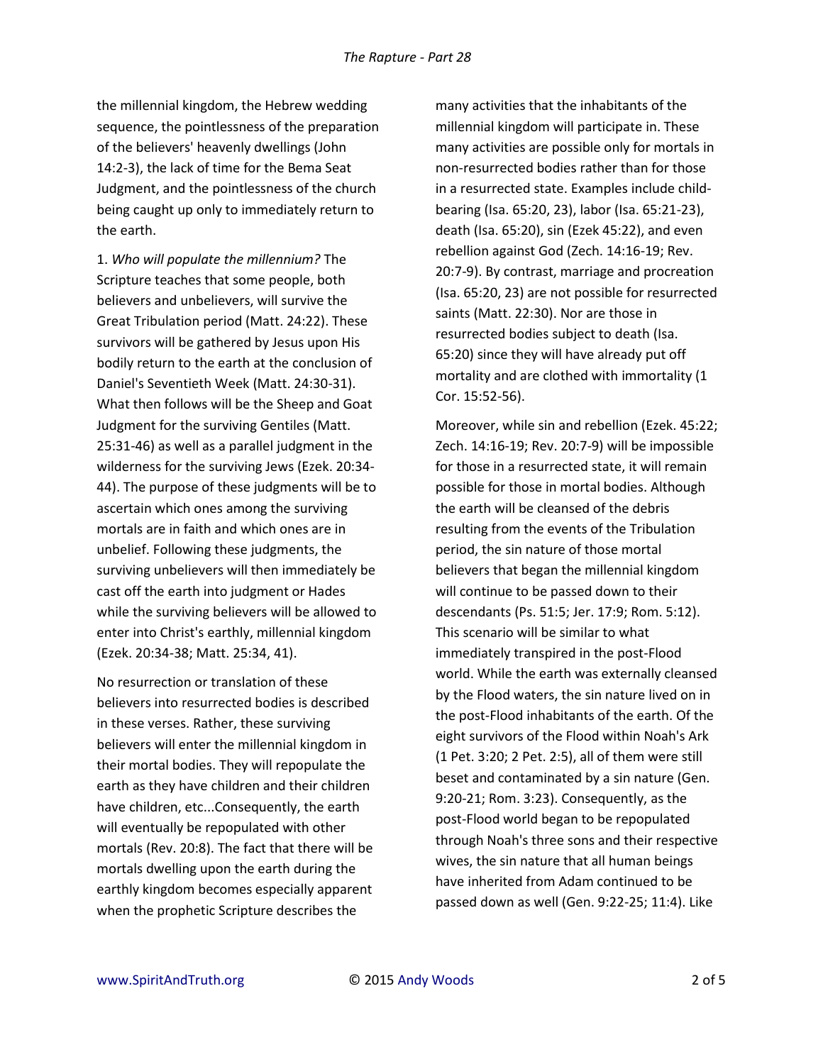the millennial kingdom, the Hebrew wedding sequence, the pointlessness of the preparation of the believers' heavenly dwellings (John 14:2-3), the lack of time for the Bema Seat Judgment, and the pointlessness of the church being caught up only to immediately return to the earth.

1. *Who will populate the millennium?* The Scripture teaches that some people, both believers and unbelievers, will survive the Great Tribulation period (Matt. 24:22). These survivors will be gathered by Jesus upon His bodily return to the earth at the conclusion of Daniel's Seventieth Week (Matt. 24:30-31). What then follows will be the Sheep and Goat Judgment for the surviving Gentiles (Matt. 25:31-46) as well as a parallel judgment in the wilderness for the surviving Jews (Ezek. 20:34-44). The purpose of these judgments will be to ascertain which ones among the surviving mortals are in faith and which ones are in unbelief. Following these judgments, the surviving unbelievers will then immediately be cast off the earth into judgment or Hades while the surviving believers will be allowed to enter into Christ's earthly, millennial kingdom (Ezek. 20:34-38; Matt. 25:34, 41).

No resurrection or translation of these believers into resurrected bodies is described in these verses. Rather, these surviving believers will enter the millennial kingdom in their mortal bodies. They will repopulate the earth as they have children and their children have children, etc...Consequently, the earth will eventually be repopulated with other mortals (Rev. 20:8). The fact that there will be mortals dwelling upon the earth during the earthly kingdom becomes especially apparent when the prophetic Scripture describes the many activities that the inhabitants of the millennial kingdom will participate in. These many activities are possible only for mortals in non-resurrected bodies rather than for those in a resurrected state. Examples include child-bearing (Isa. 65:20, 23), labor (Isa. 65:21-23), death (Isa. 65:20), sin (Ezek 45:22), and even rebellion against God (Zech. 14:16-19; Rev. 20:7-9). By contrast, marriage and procreation (Isa. 65:20, 23) are not possible for resurrected saints (Matt. 22:30). Nor are those in resurrected bodies subject to death (Isa. 65:20) since they will have already put off mortality and are clothed with immortality (1 Cor. 15:52-56).

Moreover, while sin and rebellion (Ezek. 45:22; Zech. 14:16-19; Rev. 20:7-9) will be impossible for those in a resurrected state, it will remain possible for those in mortal bodies. Although the earth will be cleansed of the debris resulting from the events of the Tribulation period, the sin nature of those mortal believers that began the millennial kingdom will continue to be passed down to their descendants (Ps. 51:5; Jer. 17:9; Rom. 5:12). This scenario will be similar to what immediately transpired in the post-Flood world. While the earth was externally cleansed by the Flood waters, the sin nature lived on in the post-Flood inhabitants of the earth. Of the eight survivors of the Flood within Noah's Ark (1 Pet. 3:20; 2 Pet. 2:5), all of them were still beset and contaminated by a sin nature (Gen. 9:20-21; Rom. 3:23). Consequently, as the post-Flood world began to be repopulated through Noah's three sons and their respective wives, the sin nature that all human beings have inherited from Adam continued to be passed down as well (Gen. 9:22-25; 11:4). Like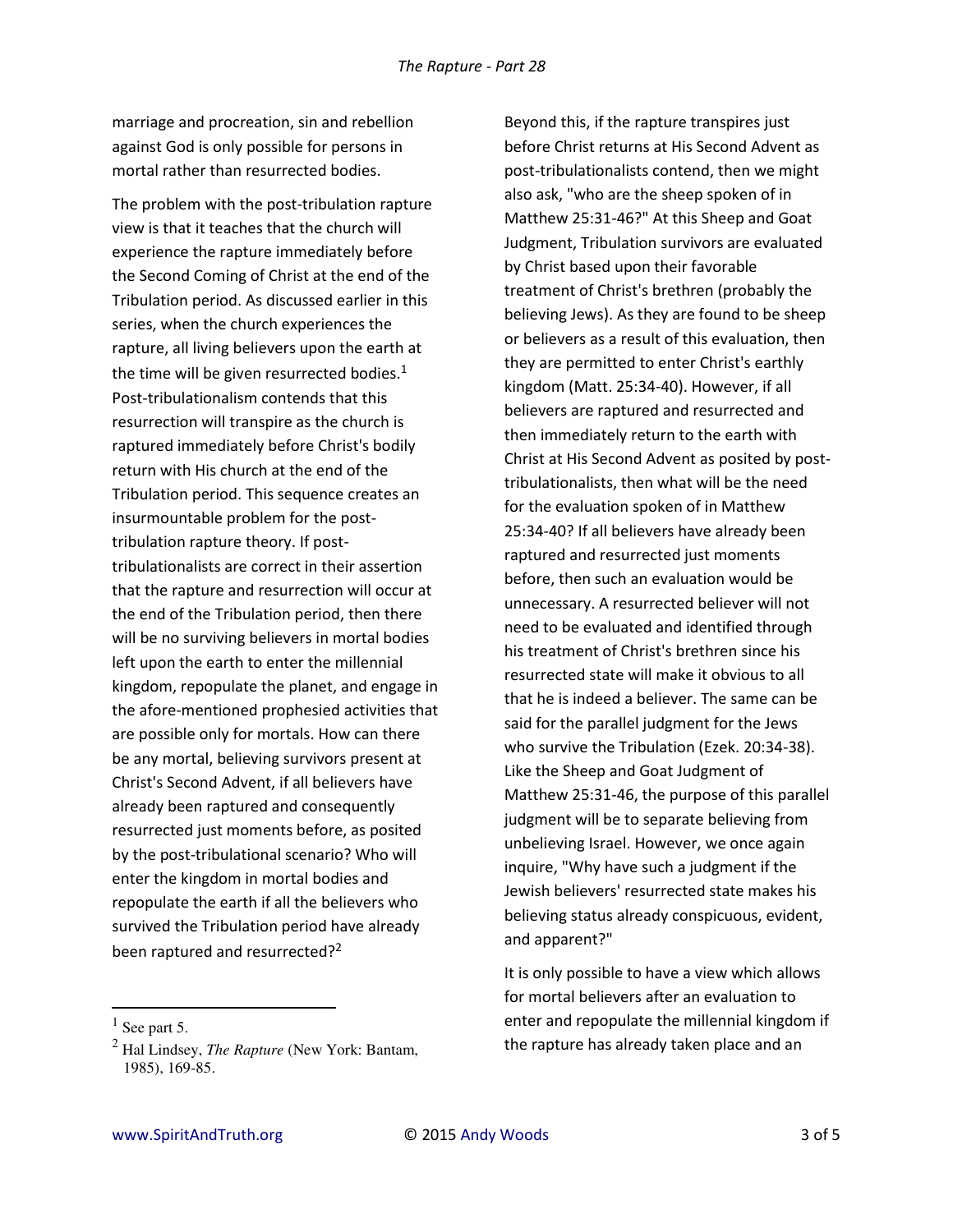marriage and procreation, sin and rebellion against God is only possible for persons in mortal rather than resurrected bodies.

The problem with the post-tribulation rapture view is that it teaches that the church will experience the rapture immediately before the Second Coming of Christ at the end of the Tribulation period. As discussed earlier in this series, when the church experiences the rapture, all living believers upon the earth at the time will be given resurrected bodies.[1] Post-tribulationalism contends that this resurrection will transpire as the church is raptured immediately before Christ's bodily return with His church at the end of the Tribulation period. This sequence creates an insurmountable problem for the post-tribulation rapture theory. If post-tribulationalists are correct in their assertion that the rapture and resurrection will occur at the end of the Tribulation period, then there will be no surviving believers in mortal bodies left upon the earth to enter the millennial kingdom, repopulate the planet, and engage in the afore-mentioned prophesied activities that are possible only for mortals. How can there be any mortal, believing survivors present at Christ's Second Advent, if all believers have already been raptured and consequently resurrected just moments before, as posited by the post-tribulational scenario? Who will enter the kingdom in mortal bodies and repopulate the earth if all the believers who survived the Tribulation period have already been raptured and resurrected?[2]

Beyond this, if the rapture transpires just before Christ returns at His Second Advent as post-tribulationalists contend, then we might also ask, "who are the sheep spoken of in Matthew 25:31-46?" At this Sheep and Goat Judgment, Tribulation survivors are evaluated by Christ based upon their favorable treatment of Christ's brethren (probably the believing Jews). As they are found to be sheep or believers as a result of this evaluation, then they are permitted to enter Christ's earthly kingdom (Matt. 25:34-40). However, if all believers are raptured and resurrected and then immediately return to the earth with Christ at His Second Advent as posited by post-tribulationalists, then what will be the need for the evaluation spoken of in Matthew 25:34-40? If all believers have already been raptured and resurrected just moments before, then such an evaluation would be unnecessary. A resurrected believer will not need to be evaluated and identified through his treatment of Christ's brethren since his resurrected state will make it obvious to all that he is indeed a believer. The same can be said for the parallel judgment for the Jews who survive the Tribulation (Ezek. 20:34-38). Like the Sheep and Goat Judgment of Matthew 25:31-46, the purpose of this parallel judgment will be to separate believing from unbelieving Israel. However, we once again inquire, "Why have such a judgment if the Jewish believers' resurrected state makes his believing status already conspicuous, evident, and apparent?"

It is only possible to have a view which allows for mortal believers after an evaluation to enter and repopulate the millennial kingdom if the rapture has already taken place and an

---

[1] See part 5.

[2] Hal Lindsey, *The Rapture* (New York: Bantam, 1985), 169-85.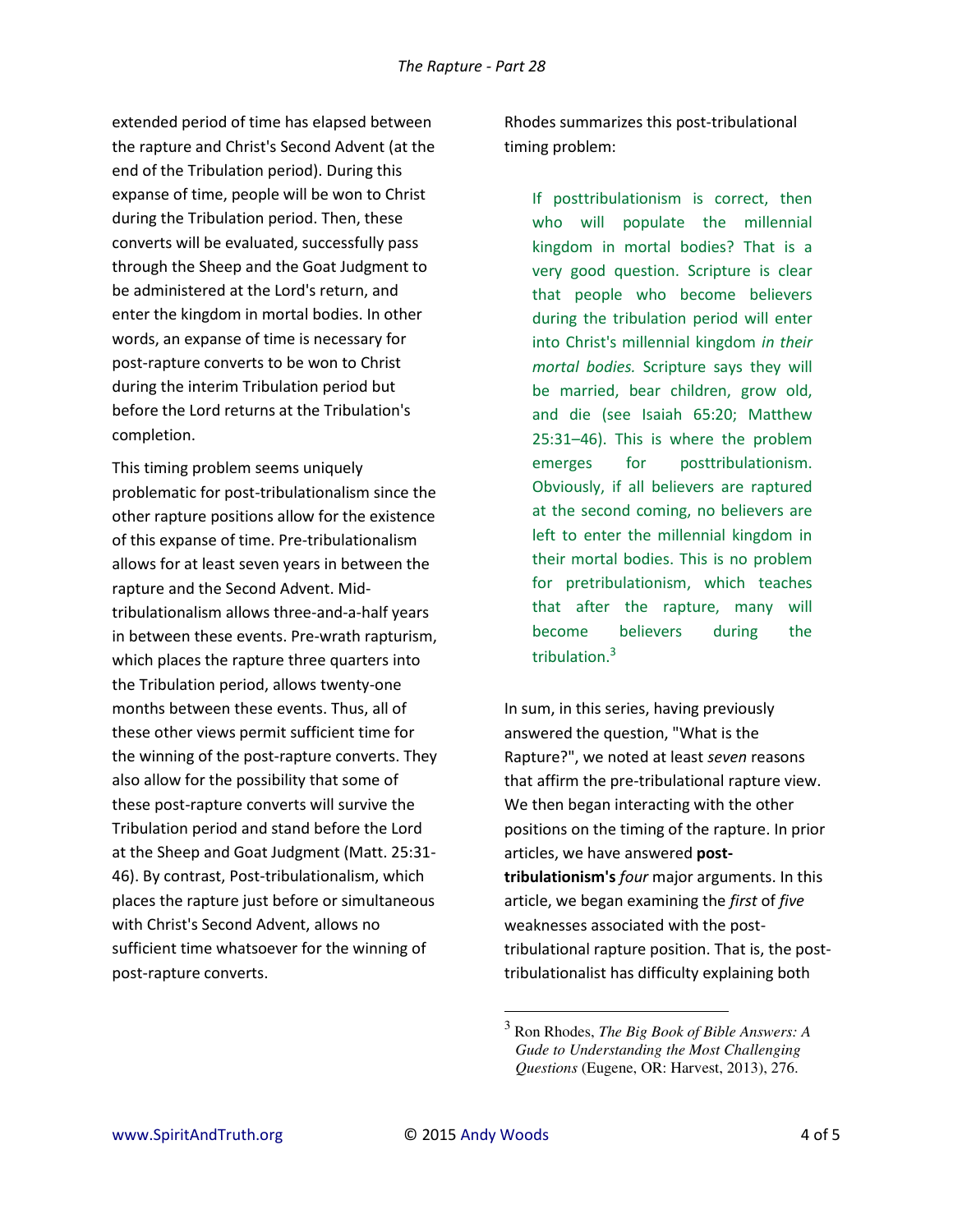extended period of time has elapsed between the rapture and Christ's Second Advent (at the end of the Tribulation period). During this expanse of time, people will be won to Christ during the Tribulation period. Then, these converts will be evaluated, successfully pass through the Sheep and the Goat Judgment to be administered at the Lord's return, and enter the kingdom in mortal bodies. In other words, an expanse of time is necessary for post-rapture converts to be won to Christ during the interim Tribulation period but before the Lord returns at the Tribulation's completion.

This timing problem seems uniquely problematic for post-tribulationalism since the other rapture positions allow for the existence of this expanse of time. Pre-tribulationalism allows for at least seven years in between the rapture and the Second Advent. Mid-tribulationalism allows three-and-a-half years in between these events. Pre-wrath rapturism, which places the rapture three quarters into the Tribulation period, allows twenty-one months between these events. Thus, all of these other views permit sufficient time for the winning of the post-rapture converts. They also allow for the possibility that some of these post-rapture converts will survive the Tribulation period and stand before the Lord at the Sheep and Goat Judgment (Matt. 25:31-46). By contrast, Post-tribulationalism, which places the rapture just before or simultaneous with Christ's Second Advent, allows no sufficient time whatsoever for the winning of post-rapture converts.

Rhodes summarizes this post-tribulational timing problem:

> If posttribulationism is correct, then who will populate the millennial kingdom in mortal bodies? That is a very good question. Scripture is clear that people who become believers during the tribulation period will enter into Christ's millennial kingdom *in their mortal bodies.* Scripture says they will be married, bear children, grow old, and die (see Isaiah 65:20; Matthew 25:31–46). This is where the problem emerges for posttribulationism. Obviously, if all believers are raptured at the second coming, no believers are left to enter the millennial kingdom in their mortal bodies. This is no problem for pretribulationism, which teaches that after the rapture, many will become believers during the tribulation.[3]

In sum, in this series, having previously answered the question, "What is the Rapture?", we noted at least *seven* reasons that affirm the pre-tribulational rapture view. We then began interacting with the other positions on the timing of the rapture. In prior articles, we have answered **post-tribulationism's** *four* major arguments. In this article, we began examining the *first* of *five* weaknesses associated with the post-tribulational rapture position. That is, the post-tribulationalist has difficulty explaining both

---

[3] Ron Rhodes, *The Big Book of Bible Answers: A Gude to Understanding the Most Challenging Questions* (Eugene, OR: Harvest, 2013), 276.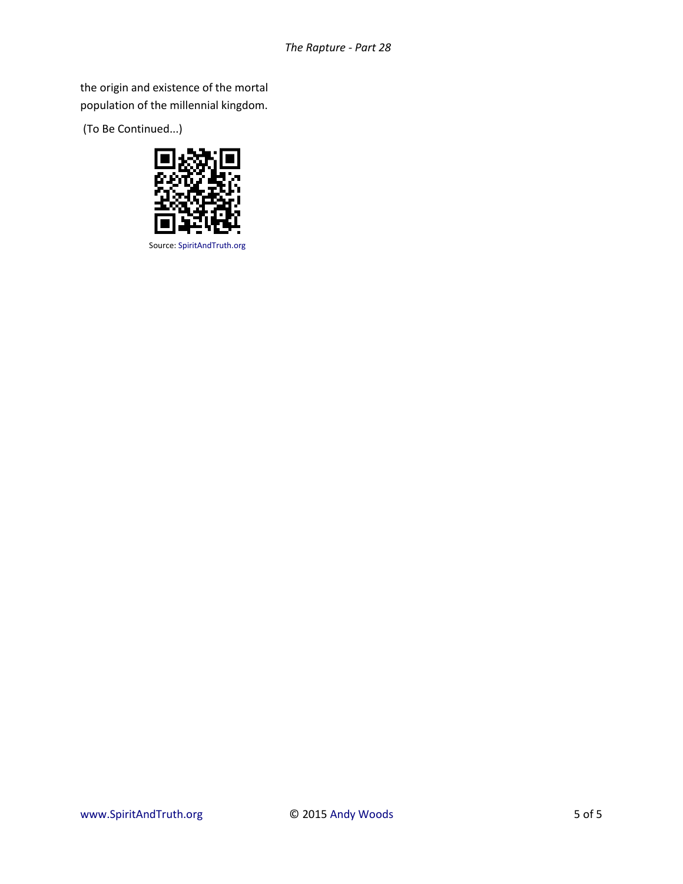the origin and existence of the mortal population of the millennial kingdom.

(To Be Continued...)

Source: SpiritAndTruth.org